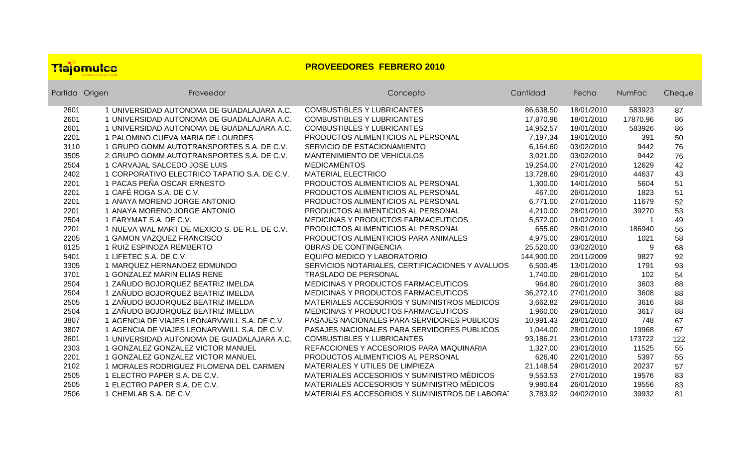Tlajomulco

# PROVEEDORES FEBRERO 2010

| Partida | Origen | Proveedor | Concepto | Cantidad | Fecha | NumFac | Cheque |
|---|---|---|---|---|---|---|---|
| 2601 | 1 | UNIVERSIDAD AUTONOMA DE GUADALAJARA A.C. | COMBUSTIBLES Y LUBRICANTES | 86,638.50 | 18/01/2010 | 583923 | 87 |
| 2601 | 1 | UNIVERSIDAD AUTONOMA DE GUADALAJARA A.C. | COMBUSTIBLES Y LUBRICANTES | 17,870.96 | 18/01/2010 | 17870.96 | 86 |
| 2601 | 1 | UNIVERSIDAD AUTONOMA DE GUADALAJARA A.C. | COMBUSTIBLES Y LUBRICANTES | 14,952.57 | 18/01/2010 | 583926 | 86 |
| 2201 | 1 | PALOMINO CUEVA MARIA DE LOURDES | PRODUCTOS ALIMENTICIOS AL PERSONAL | 7,197.34 | 19/01/2010 | 391 | 50 |
| 3110 | 1 | GRUPO GOMM AUTOTRANSPORTES S.A. DE C.V. | SERVICIO DE ESTACIONAMIENTO | 6,164.60 | 03/02/2010 | 9442 | 76 |
| 3505 | 2 | GRUPO GOMM AUTOTRANSPORTES S.A. DE C.V. | MANTENIMIENTO DE VEHICULOS | 3,021.00 | 03/02/2010 | 9442 | 76 |
| 2504 | 1 | CARVAJAL SALCEDO JOSE LUIS | MEDICAMENTOS | 19,254.00 | 27/01/2010 | 12629 | 42 |
| 2402 | 1 | CORPORATIVO ELECTRICO TAPATIO S.A. DE C.V. | MATERIAL ELECTRICO | 13,728.60 | 29/01/2010 | 44637 | 43 |
| 2201 | 1 | PACAS PEÑA OSCAR ERNESTO | PRODUCTOS ALIMENTICIOS AL PERSONAL | 1,300.00 | 14/01/2010 | 5604 | 51 |
| 2201 | 1 | CAFÉ ROGA S.A. DE C.V. | PRODUCTOS ALIMENTICIOS AL PERSONAL | 467.00 | 26/01/2010 | 1823 | 51 |
| 2201 | 1 | ANAYA MORENO JORGE ANTONIO | PRODUCTOS ALIMENTICIOS AL PERSONAL | 6,771.00 | 27/01/2010 | 11679 | 52 |
| 2201 | 1 | ANAYA MORENO JORGE ANTONIO | PRODUCTOS ALIMENTICIOS AL PERSONAL | 4,210.00 | 28/01/2010 | 39270 | 53 |
| 2504 | 1 | FARYMAT S.A. DE C.V. | MEDICINAS Y PRODUCTOS FARMACEUTICOS | 5,572.00 | 01/02/2010 | 1 | 49 |
| 2201 | 1 | NUEVA WAL MART DE MEXICO S. DE R.L. DE C.V. | PRODUCTOS ALIMENTICIOS AL PERSONAL | 655.60 | 28/01/2010 | 186940 | 56 |
| 2205 | 1 | GAMON VAZQUEZ FRANCISCO | PRODUCTOS ALIMENTICIOS PARA ANIMALES | 4,975.00 | 29/01/2010 | 1021 | 58 |
| 6125 | 1 | RUIZ ESPINOZA REMBERTO | OBRAS DE CONTINGENCIA | 25,520.00 | 03/02/2010 | 9 | 68 |
| 5401 | 1 | LIFETEC S.A. DE C.V. | EQUIPO MEDICO Y LABORATORIO | 144,900.00 | 20/11/2009 | 9827 | 92 |
| 3305 | 1 | MARQUEZ HERNANDEZ EDMUNDO | SERVICIOS NOTARIALES, CERTIFICACIONES Y AVALUOS | 6,500.45 | 13/01/2010 | 1791 | 93 |
| 3701 | 1 | GONZALEZ MARIN ELIAS RENE | TRASLADO DE PERSONAL | 1,740.00 | 28/01/2010 | 102 | 54 |
| 2504 | 1 | ZAÑUDO BOJORQUEZ BEATRIZ IMELDA | MEDICINAS Y PRODUCTOS FARMACEUTICOS | 964.80 | 26/01/2010 | 3603 | 88 |
| 2504 | 1 | ZAÑUDO BOJORQUEZ BEATRIZ IMELDA | MEDICINAS Y PRODUCTOS FARMACEUTICOS | 36,272.10 | 27/01/2010 | 3608 | 88 |
| 2505 | 1 | ZAÑUDO BOJORQUEZ BEATRIZ IMELDA | MATERIALES ACCESORIOS Y SUMINISTROS MEDICOS | 3,662.82 | 29/01/2010 | 3616 | 88 |
| 2504 | 1 | ZAÑUDO BOJORQUEZ BEATRIZ IMELDA | MEDICINAS Y PRODUCTOS FARMACEUTICOS | 1,960.00 | 29/01/2010 | 3617 | 88 |
| 3807 | 1 | AGENCIA DE VIAJES LEONARVWILL S.A. DE C.V. | PASAJES NACIONALES PARA SERVIDORES PUBLICOS | 10,991.43 | 28/01/2010 | 748 | 67 |
| 3807 | 1 | AGENCIA DE VIAJES LEONARVWILL S.A. DE C.V. | PASAJES NACIONALES PARA SERVIDORES PUBLICOS | 1,044.00 | 28/01/2010 | 19968 | 67 |
| 2601 | 1 | UNIVERSIDAD AUTONOMA DE GUADALAJARA A.C. | COMBUSTIBLES Y LUBRICANTES | 93,186.21 | 23/01/2010 | 173722 | 122 |
| 2303 | 1 | GONZALEZ GONZALEZ VICTOR MANUEL | REFACCIONES Y ACCESORIOS PARA MAQUINARIA | 1,327.00 | 23/01/2010 | 11525 | 55 |
| 2201 | 1 | GONZALEZ GONZALEZ VICTOR MANUEL | PRODUCTOS ALIMENTICIOS AL PERSONAL | 626.40 | 22/01/2010 | 5397 | 55 |
| 2102 | 1 | MORALES RODRIGUEZ FILOMENA DEL CARMEN | MATERIALES Y UTILES DE LIMPIEZA | 21,148.54 | 29/01/2010 | 20237 | 57 |
| 2505 | 1 | ELECTRO PAPER S.A. DE C.V. | MATERIALES ACCESORIOS Y SUMINISTRO MÉDICOS | 9,553.53 | 27/01/2010 | 19576 | 83 |
| 2505 | 1 | ELECTRO PAPER S.A. DE C.V. | MATERIALES ACCESORIOS Y SUMINISTRO MÉDICOS | 9,980.64 | 26/01/2010 | 19556 | 83 |
| 2506 | 1 | CHEMLAB S.A. DE C.V. | MATERIALES ACCESORIOS Y SUMINISTROS DE LABORAT | 3,783.92 | 04/02/2010 | 39932 | 81 |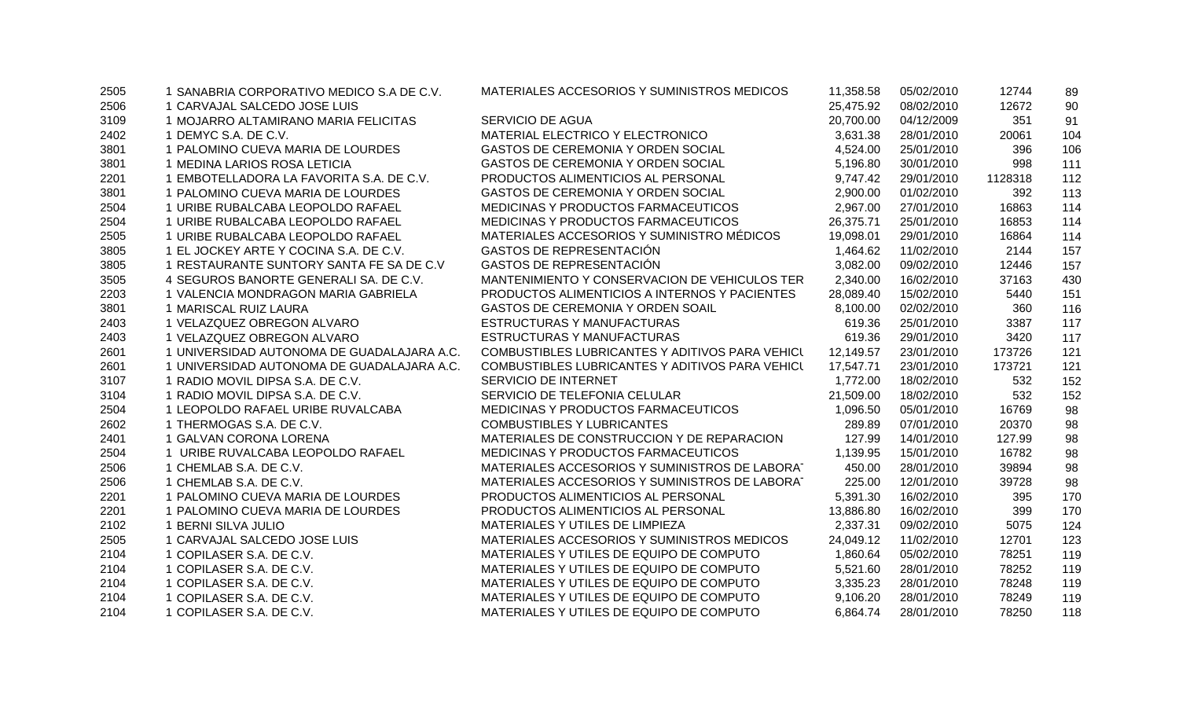| | | | | | | | |
|---|---|---|---|---|---|---|---|
| 2505 | 1 | SANABRIA CORPORATIVO MEDICO S.A DE C.V. | MATERIALES ACCESORIOS Y SUMINISTROS MEDICOS | 11,358.58 | 05/02/2010 | 12744 | 89 |
| 2506 | 1 | CARVAJAL SALCEDO JOSE LUIS | | 25,475.92 | 08/02/2010 | 12672 | 90 |
| 3109 | 1 | MOJARRO ALTAMIRANO MARIA FELICITAS | SERVICIO DE AGUA | 20,700.00 | 04/12/2009 | 351 | 91 |
| 2402 | 1 | DEMYC S.A. DE C.V. | MATERIAL ELECTRICO Y ELECTRONICO | 3,631.38 | 28/01/2010 | 20061 | 104 |
| 3801 | 1 | PALOMINO CUEVA MARIA DE LOURDES | GASTOS DE CEREMONIA Y ORDEN SOCIAL | 4,524.00 | 25/01/2010 | 396 | 106 |
| 3801 | 1 | MEDINA LARIOS ROSA LETICIA | GASTOS DE CEREMONIA Y ORDEN SOCIAL | 5,196.80 | 30/01/2010 | 998 | 111 |
| 2201 | 1 | EMBOTELLADORA LA FAVORITA S.A. DE C.V. | PRODUCTOS ALIMENTICIOS AL PERSONAL | 9,747.42 | 29/01/2010 | 1128318 | 112 |
| 3801 | 1 | PALOMINO CUEVA MARIA DE LOURDES | GASTOS DE CEREMONIA Y ORDEN SOCIAL | 2,900.00 | 01/02/2010 | 392 | 113 |
| 2504 | 1 | URIBE RUBALCABA LEOPOLDO RAFAEL | MEDICINAS Y PRODUCTOS FARMACEUTICOS | 2,967.00 | 27/01/2010 | 16863 | 114 |
| 2504 | 1 | URIBE RUBALCABA LEOPOLDO RAFAEL | MEDICINAS Y PRODUCTOS FARMACEUTICOS | 26,375.71 | 25/01/2010 | 16853 | 114 |
| 2505 | 1 | URIBE RUBALCABA LEOPOLDO RAFAEL | MATERIALES ACCESORIOS Y SUMINISTRO MÉDICOS | 19,098.01 | 29/01/2010 | 16864 | 114 |
| 3805 | 1 | EL JOCKEY ARTE Y COCINA S.A. DE C.V. | GASTOS DE REPRESENTACIÓN | 1,464.62 | 11/02/2010 | 2144 | 157 |
| 3805 | 1 | RESTAURANTE SUNTORY SANTA FE SA DE C.V | GASTOS DE REPRESENTACIÓN | 3,082.00 | 09/02/2010 | 12446 | 157 |
| 3505 | 4 | SEGUROS BANORTE GENERALI SA. DE C.V. | MANTENIMIENTO Y CONSERVACION DE VEHICULOS TER | 2,340.00 | 16/02/2010 | 37163 | 430 |
| 2203 | 1 | VALENCIA MONDRAGON MARIA GABRIELA | PRODUCTOS ALIMENTICIOS A INTERNOS Y PACIENTES | 28,089.40 | 15/02/2010 | 5440 | 151 |
| 3801 | 1 | MARISCAL RUIZ LAURA | GASTOS DE CEREMONIA Y ORDEN SOAIL | 8,100.00 | 02/02/2010 | 360 | 116 |
| 2403 | 1 | VELAZQUEZ OBREGON ALVARO | ESTRUCTURAS Y MANUFACTURAS | 619.36 | 25/01/2010 | 3387 | 117 |
| 2403 | 1 | VELAZQUEZ OBREGON ALVARO | ESTRUCTURAS Y MANUFACTURAS | 619.36 | 29/01/2010 | 3420 | 117 |
| 2601 | 1 | UNIVERSIDAD AUTONOMA DE GUADALAJARA A.C. | COMBUSTIBLES LUBRICANTES Y ADITIVOS PARA VEHICU | 12,149.57 | 23/01/2010 | 173726 | 121 |
| 2601 | 1 | UNIVERSIDAD AUTONOMA DE GUADALAJARA A.C. | COMBUSTIBLES LUBRICANTES Y ADITIVOS PARA VEHICU | 17,547.71 | 23/01/2010 | 173721 | 121 |
| 3107 | 1 | RADIO MOVIL DIPSA S.A. DE C.V. | SERVICIO DE INTERNET | 1,772.00 | 18/02/2010 | 532 | 152 |
| 3104 | 1 | RADIO MOVIL DIPSA S.A. DE C.V. | SERVICIO DE TELEFONIA CELULAR | 21,509.00 | 18/02/2010 | 532 | 152 |
| 2504 | 1 | LEOPOLDO RAFAEL URIBE RUVALCABA | MEDICINAS Y PRODUCTOS FARMACEUTICOS | 1,096.50 | 05/01/2010 | 16769 | 98 |
| 2602 | 1 | THERMOGAS S.A. DE C.V. | COMBUSTIBLES Y LUBRICANTES | 289.89 | 07/01/2010 | 20370 | 98 |
| 2401 | 1 | GALVAN CORONA LORENA | MATERIALES DE CONSTRUCCION Y DE REPARACION | 127.99 | 14/01/2010 | 127.99 | 98 |
| 2504 | 1 | URIBE RUVALCABA LEOPOLDO RAFAEL | MEDICINAS Y PRODUCTOS FARMACEUTICOS | 1,139.95 | 15/01/2010 | 16782 | 98 |
| 2506 | 1 | CHEMLAB S.A. DE C.V. | MATERIALES ACCESORIOS Y SUMINISTROS DE LABORAT | 450.00 | 28/01/2010 | 39894 | 98 |
| 2506 | 1 | CHEMLAB S.A. DE C.V. | MATERIALES ACCESORIOS Y SUMINISTROS DE LABORAT | 225.00 | 12/01/2010 | 39728 | 98 |
| 2201 | 1 | PALOMINO CUEVA MARIA DE LOURDES | PRODUCTOS ALIMENTICIOS AL PERSONAL | 5,391.30 | 16/02/2010 | 395 | 170 |
| 2201 | 1 | PALOMINO CUEVA MARIA DE LOURDES | PRODUCTOS ALIMENTICIOS AL PERSONAL | 13,886.80 | 16/02/2010 | 399 | 170 |
| 2102 | 1 | BERNI SILVA JULIO | MATERIALES Y UTILES DE LIMPIEZA | 2,337.31 | 09/02/2010 | 5075 | 124 |
| 2505 | 1 | CARVAJAL SALCEDO JOSE LUIS | MATERIALES ACCESORIOS Y SUMINISTROS MEDICOS | 24,049.12 | 11/02/2010 | 12701 | 123 |
| 2104 | 1 | COPILASER S.A. DE C.V. | MATERIALES Y UTILES DE EQUIPO DE COMPUTO | 1,860.64 | 05/02/2010 | 78251 | 119 |
| 2104 | 1 | COPILASER S.A. DE C.V. | MATERIALES Y UTILES DE EQUIPO DE COMPUTO | 5,521.60 | 28/01/2010 | 78252 | 119 |
| 2104 | 1 | COPILASER S.A. DE C.V. | MATERIALES Y UTILES DE EQUIPO DE COMPUTO | 3,335.23 | 28/01/2010 | 78248 | 119 |
| 2104 | 1 | COPILASER S.A. DE C.V. | MATERIALES Y UTILES DE EQUIPO DE COMPUTO | 9,106.20 | 28/01/2010 | 78249 | 119 |
| 2104 | 1 | COPILASER S.A. DE C.V. | MATERIALES Y UTILES DE EQUIPO DE COMPUTO | 6,864.74 | 28/01/2010 | 78250 | 118 |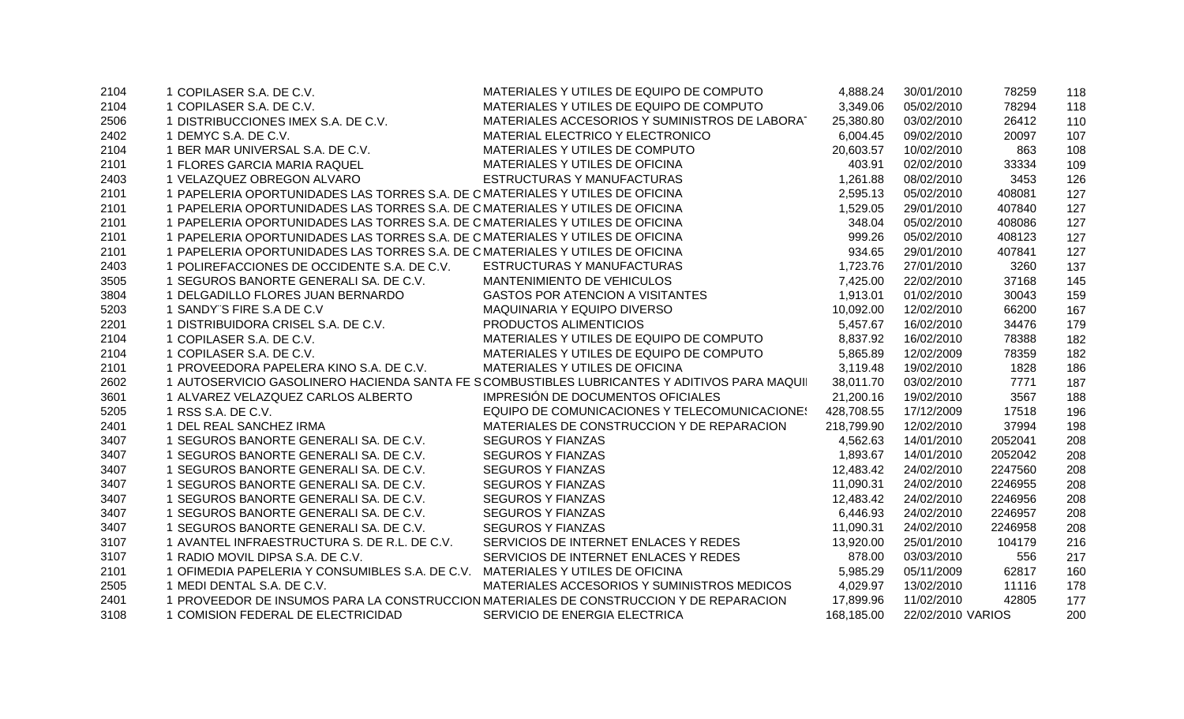| | | | | | | | |
|---|---|---|---|---|---|---|---|
| 2104 | 1 | COPILASER S.A. DE C.V. | MATERIALES Y UTILES DE EQUIPO DE COMPUTO | 4,888.24 | 30/01/2010 | 78259 | 118 |
| 2104 | 1 | COPILASER S.A. DE C.V. | MATERIALES Y UTILES DE EQUIPO DE COMPUTO | 3,349.06 | 05/02/2010 | 78294 | 118 |
| 2506 | 1 | DISTRIBUCCIONES IMEX S.A. DE C.V. | MATERIALES ACCESORIOS Y SUMINISTROS DE LABORAT | 25,380.80 | 03/02/2010 | 26412 | 110 |
| 2402 | 1 | DEMYC S.A. DE C.V. | MATERIAL ELECTRICO Y ELECTRONICO | 6,004.45 | 09/02/2010 | 20097 | 107 |
| 2104 | 1 | BER MAR UNIVERSAL S.A. DE C.V. | MATERIALES Y UTILES DE COMPUTO | 20,603.57 | 10/02/2010 | 863 | 108 |
| 2101 | 1 | FLORES GARCIA MARIA RAQUEL | MATERIALES Y UTILES DE OFICINA | 403.91 | 02/02/2010 | 33334 | 109 |
| 2403 | 1 | VELAZQUEZ OBREGON ALVARO | ESTRUCTURAS Y MANUFACTURAS | 1,261.88 | 08/02/2010 | 3453 | 126 |
| 2101 | 1 | PAPELERIA OPORTUNIDADES LAS TORRES S.A. DE C | MATERIALES Y UTILES DE OFICINA | 2,595.13 | 05/02/2010 | 408081 | 127 |
| 2101 | 1 | PAPELERIA OPORTUNIDADES LAS TORRES S.A. DE C | MATERIALES Y UTILES DE OFICINA | 1,529.05 | 29/01/2010 | 407840 | 127 |
| 2101 | 1 | PAPELERIA OPORTUNIDADES LAS TORRES S.A. DE C | MATERIALES Y UTILES DE OFICINA | 348.04 | 05/02/2010 | 408086 | 127 |
| 2101 | 1 | PAPELERIA OPORTUNIDADES LAS TORRES S.A. DE C | MATERIALES Y UTILES DE OFICINA | 999.26 | 05/02/2010 | 408123 | 127 |
| 2101 | 1 | PAPELERIA OPORTUNIDADES LAS TORRES S.A. DE C | MATERIALES Y UTILES DE OFICINA | 934.65 | 29/01/2010 | 407841 | 127 |
| 2403 | 1 | POLIREFACCIONES DE OCCIDENTE S.A. DE C.V. | ESTRUCTURAS Y MANUFACTURAS | 1,723.76 | 27/01/2010 | 3260 | 137 |
| 3505 | 1 | SEGUROS BANORTE GENERALI SA. DE C.V. | MANTENIMIENTO DE VEHICULOS | 7,425.00 | 22/02/2010 | 37168 | 145 |
| 3804 | 1 | DELGADILLO FLORES JUAN BERNARDO | GASTOS POR ATENCION A VISITANTES | 1,913.01 | 01/02/2010 | 30043 | 159 |
| 5203 | 1 | SANDY¨S FIRE S.A DE C.V | MAQUINARIA Y EQUIPO DIVERSO | 10,092.00 | 12/02/2010 | 66200 | 167 |
| 2201 | 1 | DISTRIBUIDORA CRISEL S.A. DE C.V. | PRODUCTOS ALIMENTICIOS | 5,457.67 | 16/02/2010 | 34476 | 179 |
| 2104 | 1 | COPILASER S.A. DE C.V. | MATERIALES Y UTILES DE EQUIPO DE COMPUTO | 8,837.92 | 16/02/2010 | 78388 | 182 |
| 2104 | 1 | COPILASER S.A. DE C.V. | MATERIALES Y UTILES DE EQUIPO DE COMPUTO | 5,865.89 | 12/02/2009 | 78359 | 182 |
| 2101 | 1 | PROVEEDORA PAPELERA KINO S.A. DE C.V. | MATERIALES Y UTILES DE OFICINA | 3,119.48 | 19/02/2010 | 1828 | 186 |
| 2602 | 1 | AUTOSERVICIO GASOLINERO HACIENDA SANTA FE S | COMBUSTIBLES LUBRICANTES Y ADITIVOS PARA MAQUI | 38,011.70 | 03/02/2010 | 7771 | 187 |
| 3601 | 1 | ALVAREZ VELAZQUEZ CARLOS ALBERTO | IMPRESIÓN DE DOCUMENTOS OFICIALES | 21,200.16 | 19/02/2010 | 3567 | 188 |
| 5205 | 1 | RSS S.A. DE C.V. | EQUIPO DE COMUNICACIONES Y TELECOMUNICACIONES | 428,708.55 | 17/12/2009 | 17518 | 196 |
| 2401 | 1 | DEL REAL SANCHEZ IRMA | MATERIALES DE CONSTRUCCION Y DE REPARACION | 218,799.90 | 12/02/2010 | 37994 | 198 |
| 3407 | 1 | SEGUROS BANORTE GENERALI SA. DE C.V. | SEGUROS Y FIANZAS | 4,562.63 | 14/01/2010 | 2052041 | 208 |
| 3407 | 1 | SEGUROS BANORTE GENERALI SA. DE C.V. | SEGUROS Y FIANZAS | 1,893.67 | 14/01/2010 | 2052042 | 208 |
| 3407 | 1 | SEGUROS BANORTE GENERALI SA. DE C.V. | SEGUROS Y FIANZAS | 12,483.42 | 24/02/2010 | 2247560 | 208 |
| 3407 | 1 | SEGUROS BANORTE GENERALI SA. DE C.V. | SEGUROS Y FIANZAS | 11,090.31 | 24/02/2010 | 2246955 | 208 |
| 3407 | 1 | SEGUROS BANORTE GENERALI SA. DE C.V. | SEGUROS Y FIANZAS | 12,483.42 | 24/02/2010 | 2246956 | 208 |
| 3407 | 1 | SEGUROS BANORTE GENERALI SA. DE C.V. | SEGUROS Y FIANZAS | 6,446.93 | 24/02/2010 | 2246957 | 208 |
| 3407 | 1 | SEGUROS BANORTE GENERALI SA. DE C.V. | SEGUROS Y FIANZAS | 11,090.31 | 24/02/2010 | 2246958 | 208 |
| 3107 | 1 | AVANTEL INFRAESTRUCTURA S. DE R.L. DE C.V. | SERVICIOS DE INTERNET ENLACES Y REDES | 13,920.00 | 25/01/2010 | 104179 | 216 |
| 3107 | 1 | RADIO MOVIL DIPSA S.A. DE C.V. | SERVICIOS DE INTERNET ENLACES Y REDES | 878.00 | 03/03/2010 | 556 | 217 |
| 2101 | 1 | OFIMEDIA PAPELERIA Y CONSUMIBLES S.A. DE C.V. | MATERIALES Y UTILES DE OFICINA | 5,985.29 | 05/11/2009 | 62817 | 160 |
| 2505 | 1 | MEDI DENTAL S.A. DE C.V. | MATERIALES ACCESORIOS Y SUMINISTROS MEDICOS | 4,029.97 | 13/02/2010 | 11116 | 178 |
| 2401 | 1 | PROVEEDOR DE INSUMOS PARA LA CONSTRUCCION | MATERIALES DE CONSTRUCCION Y DE REPARACION | 17,899.96 | 11/02/2010 | 42805 | 177 |
| 3108 | 1 | COMISION FEDERAL DE ELECTRICIDAD | SERVICIO DE ENERGIA ELECTRICA | 168,185.00 | 22/02/2010 | VARIOS | 200 |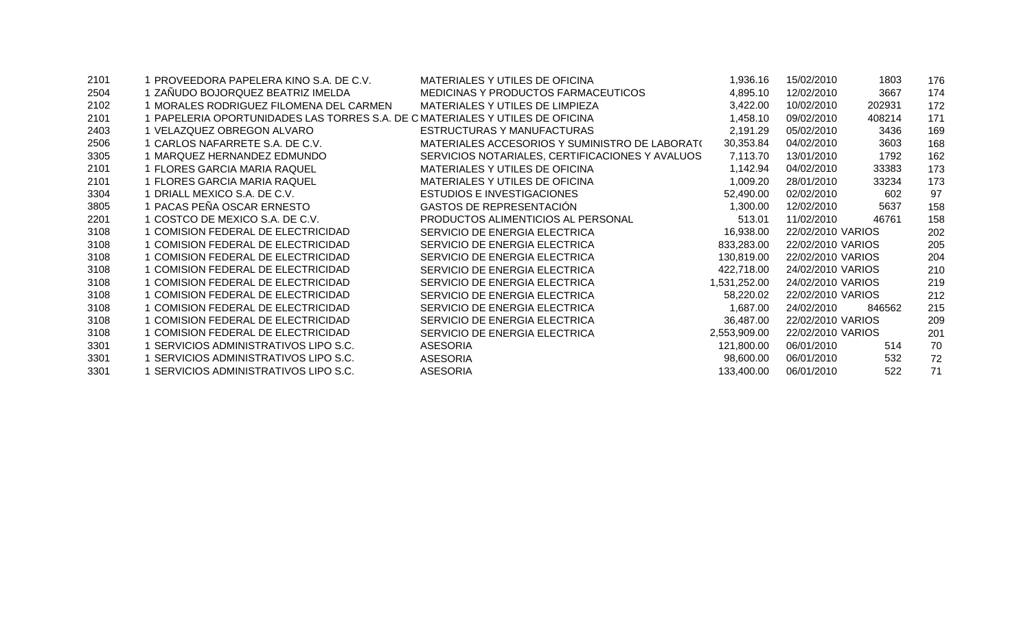| | | | | | | | |
|---|---|---|---|---|---|---|---|
| 2101 | 1 | PROVEEDORA PAPELERA KINO S.A. DE C.V. | MATERIALES Y UTILES DE OFICINA | 1,936.16 | 15/02/2010 | 1803 | 176 |
| 2504 | 1 | ZAÑUDO BOJORQUEZ BEATRIZ IMELDA | MEDICINAS Y PRODUCTOS FARMACEUTICOS | 4,895.10 | 12/02/2010 | 3667 | 174 |
| 2102 | 1 | MORALES RODRIGUEZ FILOMENA DEL CARMEN | MATERIALES Y UTILES DE LIMPIEZA | 3,422.00 | 10/02/2010 | 202931 | 172 |
| 2101 | 1 | PAPELERIA OPORTUNIDADES LAS TORRES S.A. DE C | MATERIALES Y UTILES DE OFICINA | 1,458.10 | 09/02/2010 | 408214 | 171 |
| 2403 | 1 | VELAZQUEZ OBREGON ALVARO | ESTRUCTURAS Y MANUFACTURAS | 2,191.29 | 05/02/2010 | 3436 | 169 |
| 2506 | 1 | CARLOS NAFARRETE S.A. DE C.V. | MATERIALES ACCESORIOS Y SUMINISTRO DE LABORAT( | 30,353.84 | 04/02/2010 | 3603 | 168 |
| 3305 | 1 | MARQUEZ HERNANDEZ EDMUNDO | SERVICIOS NOTARIALES, CERTIFICACIONES Y AVALUOS | 7,113.70 | 13/01/2010 | 1792 | 162 |
| 2101 | 1 | FLORES GARCIA MARIA RAQUEL | MATERIALES Y UTILES DE OFICINA | 1,142.94 | 04/02/2010 | 33383 | 173 |
| 2101 | 1 | FLORES GARCIA MARIA RAQUEL | MATERIALES Y UTILES DE OFICINA | 1,009.20 | 28/01/2010 | 33234 | 173 |
| 3304 | 1 | DRIALL MEXICO S.A. DE C.V. | ESTUDIOS E INVESTIGACIONES | 52,490.00 | 02/02/2010 | 602 | 97 |
| 3805 | 1 | PACAS PEÑA OSCAR ERNESTO | GASTOS DE REPRESENTACIÓN | 1,300.00 | 12/02/2010 | 5637 | 158 |
| 2201 | 1 | COSTCO DE MEXICO S.A. DE C.V. | PRODUCTOS ALIMENTICIOS AL PERSONAL | 513.01 | 11/02/2010 | 46761 | 158 |
| 3108 | 1 | COMISION FEDERAL DE ELECTRICIDAD | SERVICIO DE ENERGIA ELECTRICA | 16,938.00 | 22/02/2010 | VARIOS | 202 |
| 3108 | 1 | COMISION FEDERAL DE ELECTRICIDAD | SERVICIO DE ENERGIA ELECTRICA | 833,283.00 | 22/02/2010 | VARIOS | 205 |
| 3108 | 1 | COMISION FEDERAL DE ELECTRICIDAD | SERVICIO DE ENERGIA ELECTRICA | 130,819.00 | 22/02/2010 | VARIOS | 204 |
| 3108 | 1 | COMISION FEDERAL DE ELECTRICIDAD | SERVICIO DE ENERGIA ELECTRICA | 422,718.00 | 24/02/2010 | VARIOS | 210 |
| 3108 | 1 | COMISION FEDERAL DE ELECTRICIDAD | SERVICIO DE ENERGIA ELECTRICA | 1,531,252.00 | 24/02/2010 | VARIOS | 219 |
| 3108 | 1 | COMISION FEDERAL DE ELECTRICIDAD | SERVICIO DE ENERGIA ELECTRICA | 58,220.02 | 22/02/2010 | VARIOS | 212 |
| 3108 | 1 | COMISION FEDERAL DE ELECTRICIDAD | SERVICIO DE ENERGIA ELECTRICA | 1,687.00 | 24/02/2010 | 846562 | 215 |
| 3108 | 1 | COMISION FEDERAL DE ELECTRICIDAD | SERVICIO DE ENERGIA ELECTRICA | 36,487.00 | 22/02/2010 | VARIOS | 209 |
| 3108 | 1 | COMISION FEDERAL DE ELECTRICIDAD | SERVICIO DE ENERGIA ELECTRICA | 2,553,909.00 | 22/02/2010 | VARIOS | 201 |
| 3301 | 1 | SERVICIOS ADMINISTRATIVOS LIPO S.C. | ASESORIA | 121,800.00 | 06/01/2010 | 514 | 70 |
| 3301 | 1 | SERVICIOS ADMINISTRATIVOS LIPO S.C. | ASESORIA | 98,600.00 | 06/01/2010 | 532 | 72 |
| 3301 | 1 | SERVICIOS ADMINISTRATIVOS LIPO S.C. | ASESORIA | 133,400.00 | 06/01/2010 | 522 | 71 |